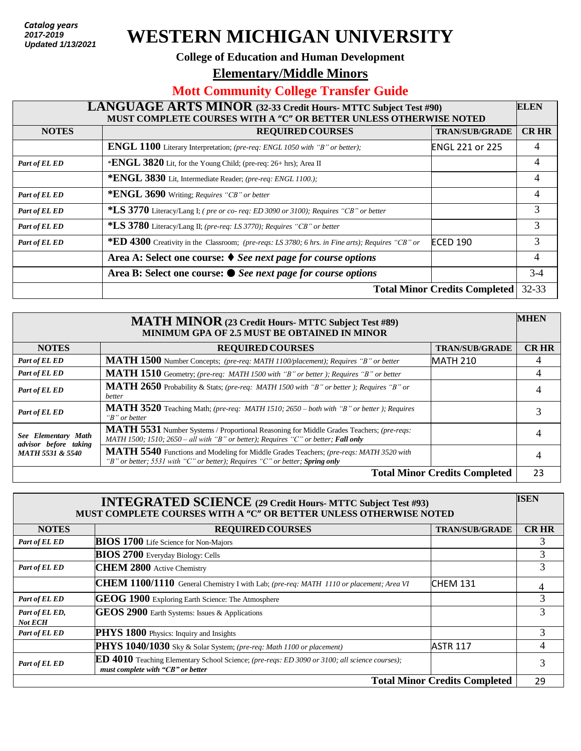*Catalog years 2017-2019 Updated 1/13/2021*

# WESTERN MICHIGAN UNIVERSITY

**College of Education and Human Development**

## Elementary/Middle Minors

## Mott Community College Transfer Guide

| **LANGUAGE ARTS MINOR (32-33 Credit Hours- MTTC Subject Test #90) MUST COMPLETE COURSES WITH A "C" OR BETTER UNLESS OTHERWISE NOTED** | | | **ELEN** |
|---|---|---|---|
| **NOTES** | **REQUIRED COURSES** | **TRAN/SUB/GRADE** | **CR HR** |
| | **ENGL 1100** Literary Interpretation; *(pre-req: ENGL 1050 with "B" or better);* | ENGL 221 or 225 | 4 |
| *Part of EL ED* | ***ENGL 3820** Lit, for the Young Child; (pre-req: 26+ hrs); Area II | | 4 |
| | ***ENGL 3830** Lit, Intermediate Reader; *(pre-req: ENGL 1100.);* | | 4 |
| *Part of EL ED* | ***ENGL 3690** Writing; *Requires "CB" or better* | | 4 |
| *Part of EL ED* | ***LS 3770** Literacy/Lang I; *( pre or co- req: ED 3090 or 3100); Requires "CB" or better* | | 3 |
| *Part of EL ED* | ***LS 3780** Literacy/Lang II; *(pre-req: LS 3770); Requires "CB" or better* | | 3 |
| *Part of EL ED* | ***ED 4300** Creativity in the Classroom; *(pre-reqs: LS 3780; 6 hrs. in Fine arts); Requires "CB" or* | ECED 190 | 3 |
| | **Area A: Select one course: ♦** ***See next page for course options*** | | 4 |
| | **Area B: Select one course: ●** ***See next page for course options*** | | 3-4 |
| | **Total Minor Credits Completed** | | 32-33 |

| **MATH MINOR (23 Credit Hours- MTTC Subject Test #89) MINIMUM GPA OF 2.5 MUST BE OBTAINED IN MINOR** | | | **MHEN** |
|---|---|---|---|
| **NOTES** | **REQUIRED COURSES** | **TRAN/SUB/GRADE** | **CR HR** |
| *Part of EL ED* | **MATH 1500** Number Concepts; *(pre-req: MATH 1100/placement); Requires "B" or better* | MATH 210 | 4 |
| *Part of EL ED* | **MATH 1510** Geometry; *(pre-req: MATH 1500 with "B" or better ); Requires "B" or better* | | 4 |
| *Part of EL ED* | **MATH 2650** Probability & Stats; *(pre-req: MATH 1500 with "B" or better ); Requires "B" or better* | | 4 |
| *Part of EL ED* | **MATH 3520** Teaching Math; *(pre-req: MATH 1510; 2650 – both with "B" or better ); Requires "B" or better* | | 3 |
| *See Elementary Math advisor before taking MATH 5531 & 5540* | **MATH 5531** Number Systems / Proportional Reasoning for Middle Grades Teachers; *(pre-reqs: MATH 1500; 1510; 2650 – all with "B" or better); Requires "C" or better;* ***Fall only*** | | 4 |
| | **MATH 5540** Functions and Modeling for Middle Grades Teachers; *(pre-reqs: MATH 3520 with "B" or better; 5531 with "C" or better); Requires "C" or better;* ***Spring only*** | | 4 |
| | **Total Minor Credits Completed** | | 23 |

| **INTEGRATED SCIENCE (29 Credit Hours- MTTC Subject Test #93) MUST COMPLETE COURSES WITH A "C" OR BETTER UNLESS OTHERWISE NOTED** | | | **ISEN** |
|---|---|---|---|
| **NOTES** | **REQUIRED COURSES** | **TRAN/SUB/GRADE** | **CR HR** |
| *Part of EL ED* | **BIOS 1700** Life Science for Non-Majors | | 3 |
| | **BIOS 2700** Everyday Biology: Cells | | 3 |
| *Part of EL ED* | **CHEM 2800** Active Chemistry | | 3 |
| | **CHEM 1100/1110** General Chemistry I with Lab; *(pre-req: MATH 1110 or placement; Area VI* | CHEM 131 | 4 |
| *Part of EL ED* | **GEOG 1900** Exploring Earth Science: The Atmosphere | | 3 |
| *Part of EL ED, Not ECH* | **GEOS 2900** Earth Systems: Issues & Applications | | 3 |
| *Part of EL ED* | **PHYS 1800** Physics: Inquiry and Insights | | 3 |
| | **PHYS 1040/1030** Sky & Solar System; *(pre-req: Math 1100 or placement)* | ASTR 117 | 4 |
| *Part of EL ED* | **ED 4010** Teaching Elementary School Science; *(pre-reqs: ED 3090 or 3100; all science courses);* ***must complete with "CB" or better*** | | 3 |
| | **Total Minor Credits Completed** | | 29 |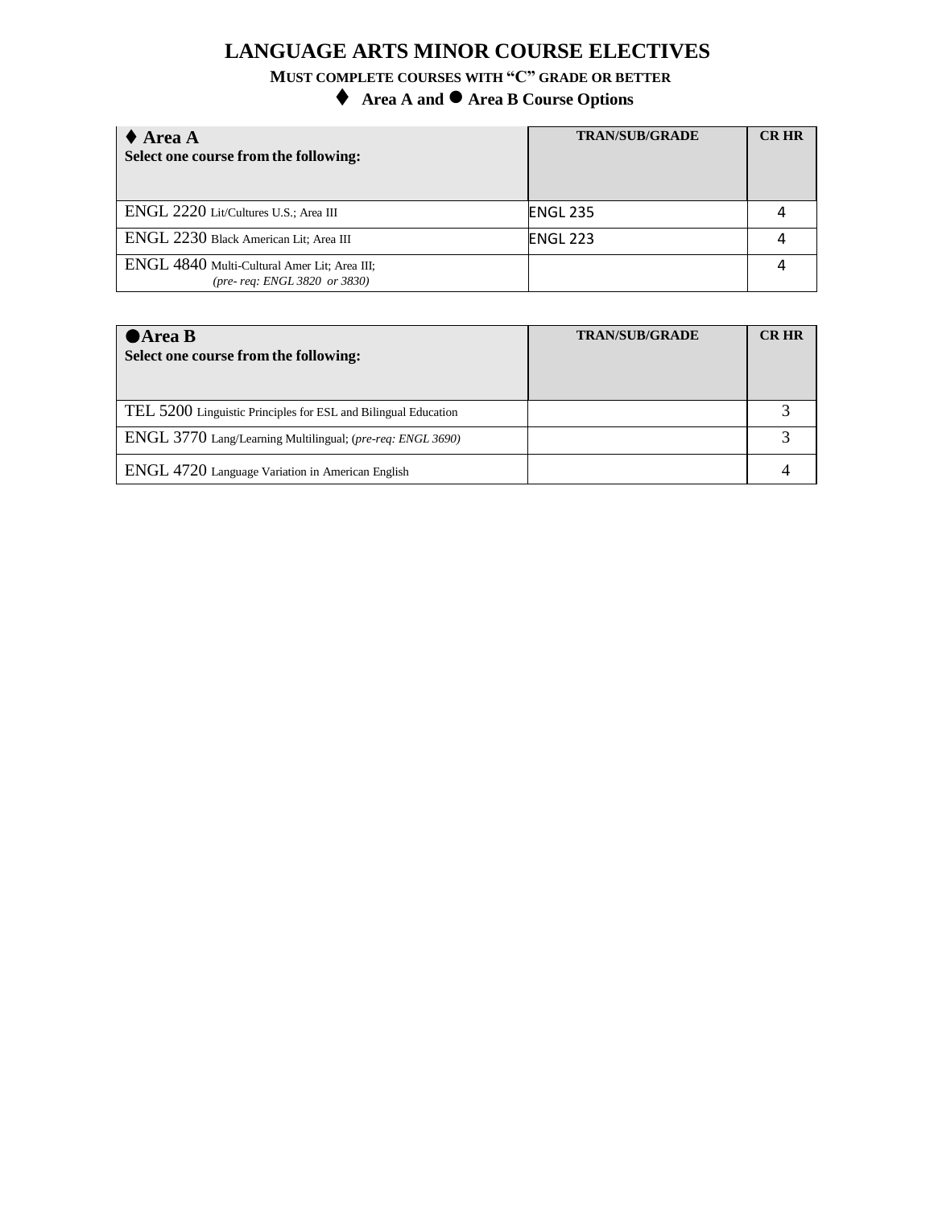# LANGUAGE ARTS MINOR COURSE ELECTIVES

**MUST COMPLETE COURSES WITH "C" GRADE OR BETTER**

**♦ Area A and ● Area B Course Options**

| ♦ **Area A**<br>**Select one course from the following:** | **TRAN/SUB/GRADE** | **CR HR** |
|---|---|---|
| ENGL 2220 Lit/Cultures U.S.; Area III | ENGL 235 | 4 |
| ENGL 2230 Black American Lit; Area III | ENGL 223 | 4 |
| ENGL 4840 Multi-Cultural Amer Lit; Area III; *(pre- req: ENGL 3820 or 3830)* | | 4 |

| ● **Area B**<br>**Select one course from the following:** | **TRAN/SUB/GRADE** | **CR HR** |
|---|---|---|
| TEL 5200 Linguistic Principles for ESL and Bilingual Education | | 3 |
| ENGL 3770 Lang/Learning Multilingual; (*pre-req: ENGL 3690)* | | 3 |
| ENGL 4720 Language Variation in American English | | 4 |